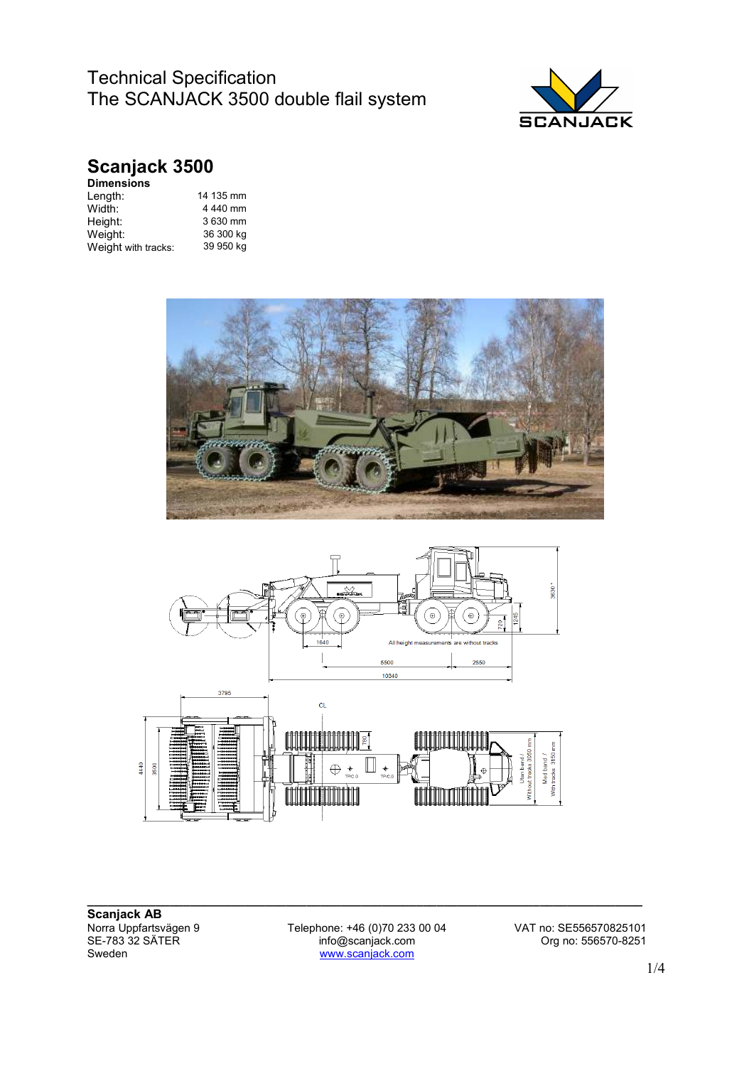# Technical Specification
# The SCANJACK 3500 double flail system

## Scanjack 3500

**Dimensions**

| | |
|---|---|
| Length: | 14 135 mm |
| Width: | 4 440 mm |
| Height: | 3 630 mm |
| Weight: | 36 300 kg |
| Weight with tracks: | 39 950 kg |

**Scanjack AB**
Norra Uppfartsvägen 9
SE-783 32 SÄTER
Sweden

Telephone: +46 (0)70 233 00 04
info@scanjack.com
www.scanjack.com

VAT no: SE556570825101
Org no: 556570-8251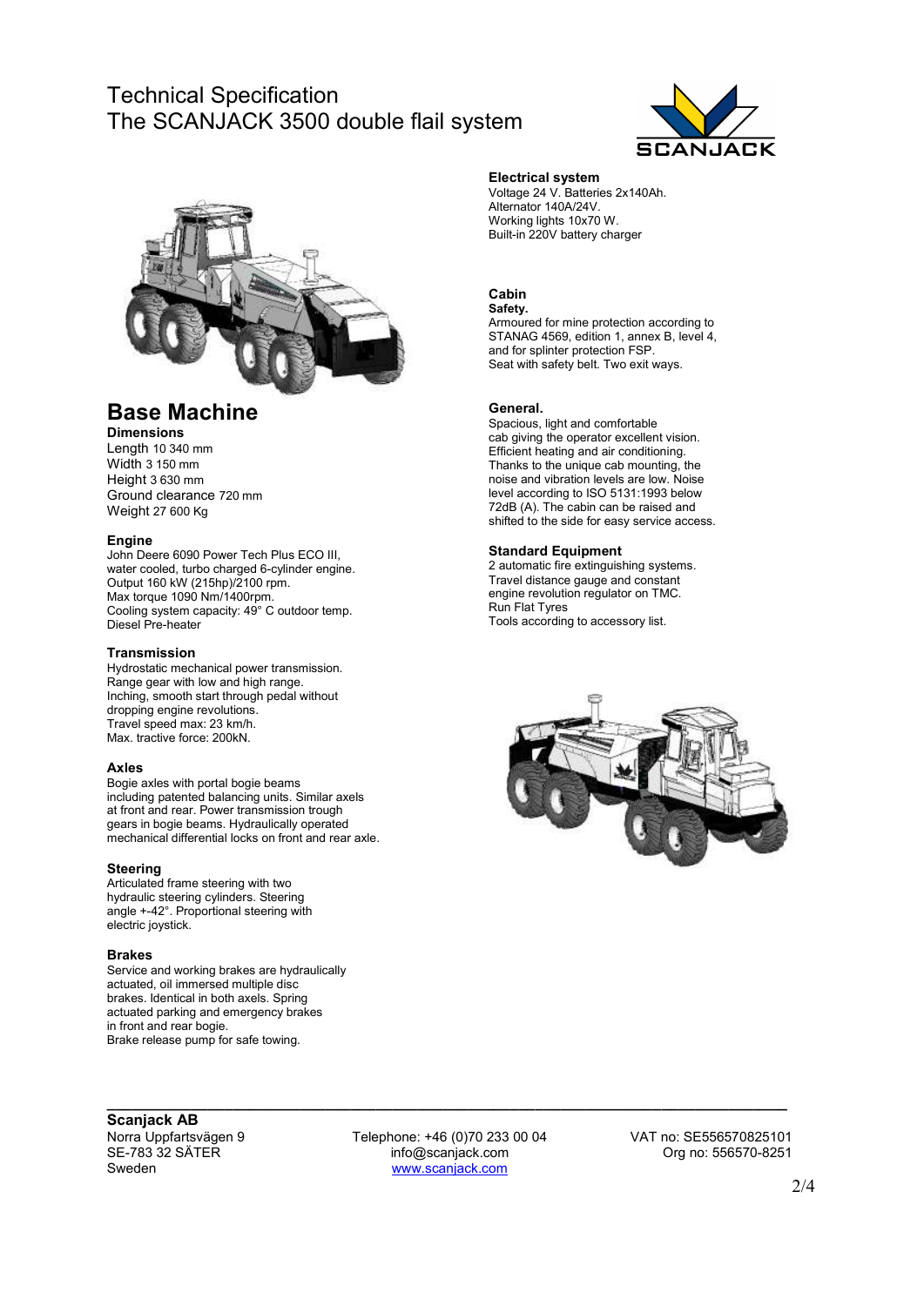# Technical Specification
# The SCANJACK 3500 double flail system

## Base Machine

### Dimensions

Length 10 340 mm
Width 3 150 mm
Height 3 630 mm
Ground clearance 720 mm
Weight 27 600 Kg

### Engine

John Deere 6090 Power Tech Plus ECO III, water cooled, turbo charged 6-cylinder engine.
Output 160 kW (215hp)/2100 rpm.
Max torque 1090 Nm/1400rpm.
Cooling system capacity: 49° C outdoor temp.
Diesel Pre-heater

### Transmission

Hydrostatic mechanical power transmission.
Range gear with low and high range.
Inching, smooth start through pedal without dropping engine revolutions.
Travel speed max: 23 km/h.
Max. tractive force: 200kN.

### Axles

Bogie axles with portal bogie beams including patented balancing units. Similar axels at front and rear. Power transmission trough gears in bogie beams. Hydraulically operated mechanical differential locks on front and rear axle.

### Steering

Articulated frame steering with two hydraulic steering cylinders. Steering angle +-42°. Proportional steering with electric joystick.

### Brakes

Service and working brakes are hydraulically actuated, oil immersed multiple disc brakes. Identical in both axels. Spring actuated parking and emergency brakes in front and rear bogie.
Brake release pump for safe towing.

### Electrical system

Voltage 24 V. Batteries 2x140Ah.
Alternator 140A/24V.
Working lights 10x70 W.
Built-in 220V battery charger

### Cabin

**Safety.**
Armoured for mine protection according to STANAG 4569, edition 1, annex B, level 4, and for splinter protection FSP.
Seat with safety belt. Two exit ways.

### General.

Spacious, light and comfortable cab giving the operator excellent vision. Efficient heating and air conditioning. Thanks to the unique cab mounting, the noise and vibration levels are low. Noise level according to ISO 5131:1993 below 72dB (A). The cabin can be raised and shifted to the side for easy service access.

### Standard Equipment

2 automatic fire extinguishing systems.
Travel distance gauge and constant engine revolution regulator on TMC.
Run Flat Tyres
Tools according to accessory list.

**Scanjack AB**
Norra Uppfartsvägen 9
SE-783 32 SÄTER
Sweden

Telephone: +46 (0)70 233 00 04
info@scanjack.com
www.scanjack.com

VAT no: SE556570825101
Org no: 556570-8251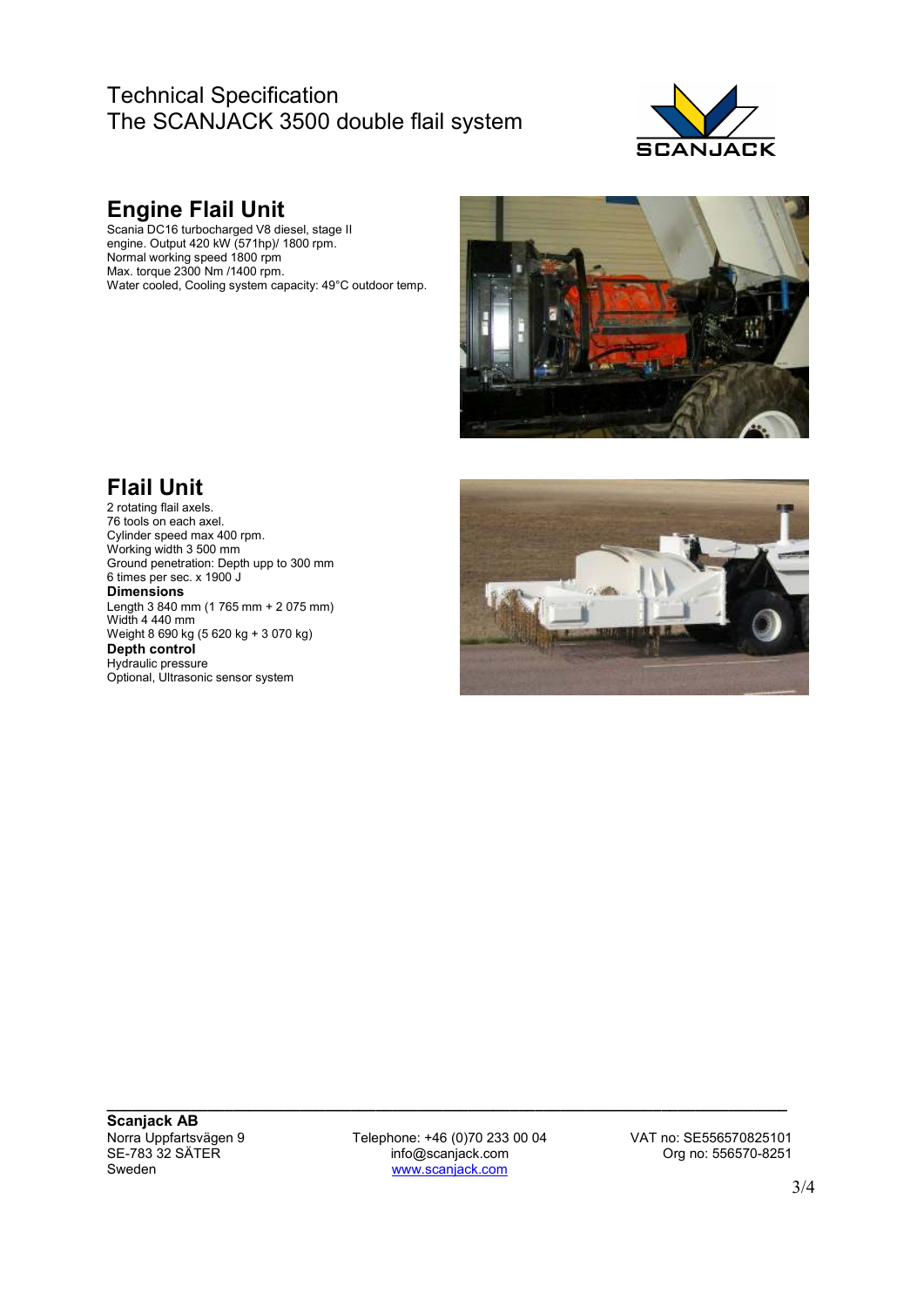Technical Specification
The SCANJACK 3500 double flail system

## Engine Flail Unit

Scania DC16 turbocharged V8 diesel, stage II engine. Output 420 kW (571hp)/ 1800 rpm.
Normal working speed 1800 rpm
Max. torque 2300 Nm /1400 rpm.
Water cooled, Cooling system capacity: 49°C outdoor temp.

## Flail Unit

2 rotating flail axels.
76 tools on each axel.
Cylinder speed max 400 rpm.
Working width 3 500 mm
Ground penetration: Depth upp to 300 mm
6 times per sec. x 1900 J

**Dimensions**

Length 3 840 mm (1 765 mm + 2 075 mm)
Width 4 440 mm
Weight 8 690 kg (5 620 kg + 3 070 kg)

**Depth control**

Hydraulic pressure
Optional, Ultrasonic sensor system

**Scanjack AB**
Norra Uppfartsvägen 9
SE-783 32 SÄTER
Sweden

Telephone: +46 (0)70 233 00 04
info@scanjack.com
www.scanjack.com

VAT no: SE556570825101
Org no: 556570-8251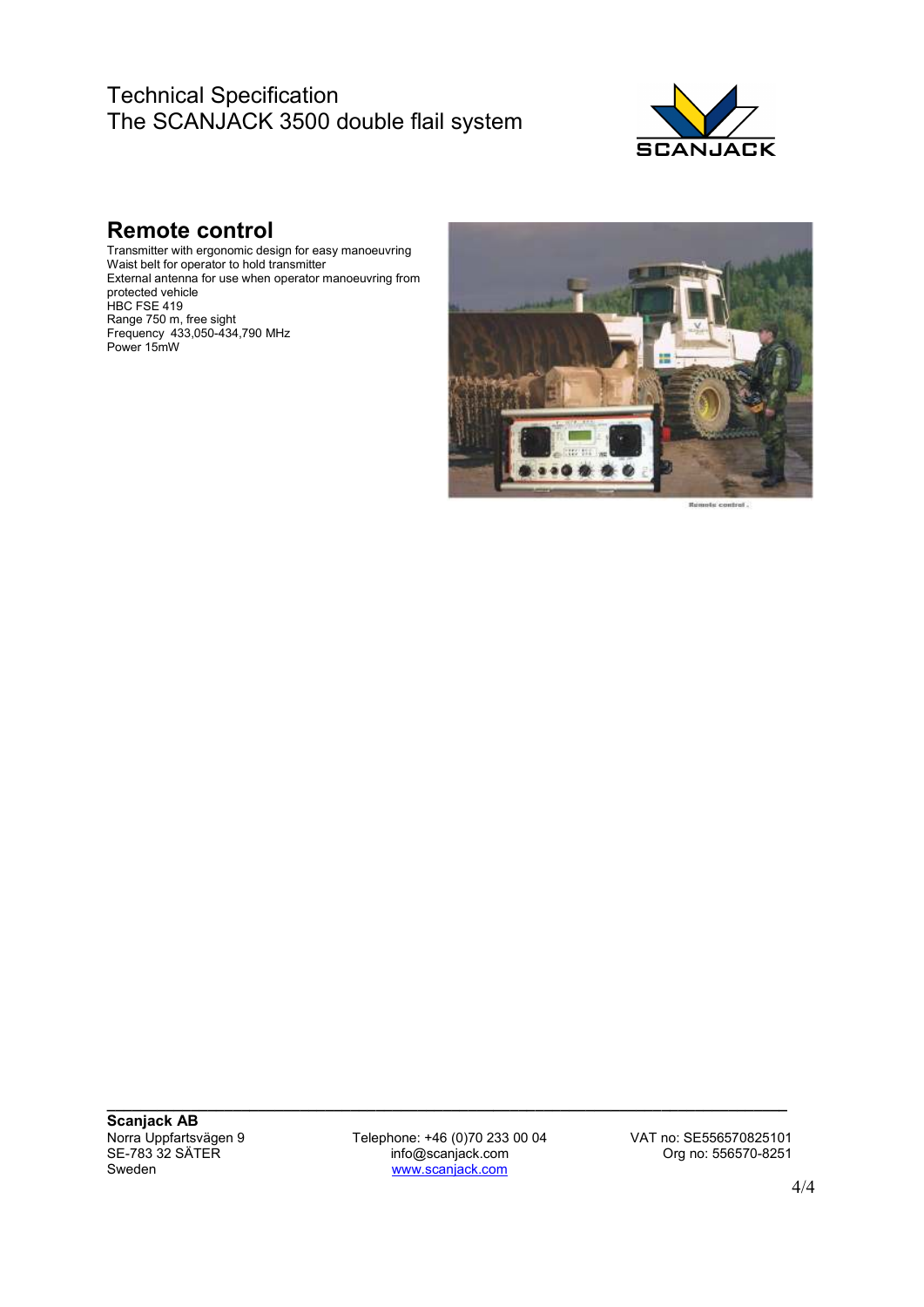## Remote control

Transmitter with ergonomic design for easy manoeuvring
Waist belt for operator to hold transmitter
External antenna for use when operator manoeuvring from protected vehicle
HBC FSE 419
Range 750 m, free sight
Frequency 433,050-434,790 MHz
Power 15mW

Remote control.

**Scanjack AB**
Norra Uppfartsvägen 9
SE-783 32 SÄTER
Sweden

Telephone: +46 (0)70 233 00 04
info@scanjack.com
www.scanjack.com

VAT no: SE556570825101
Org no: 556570-8251